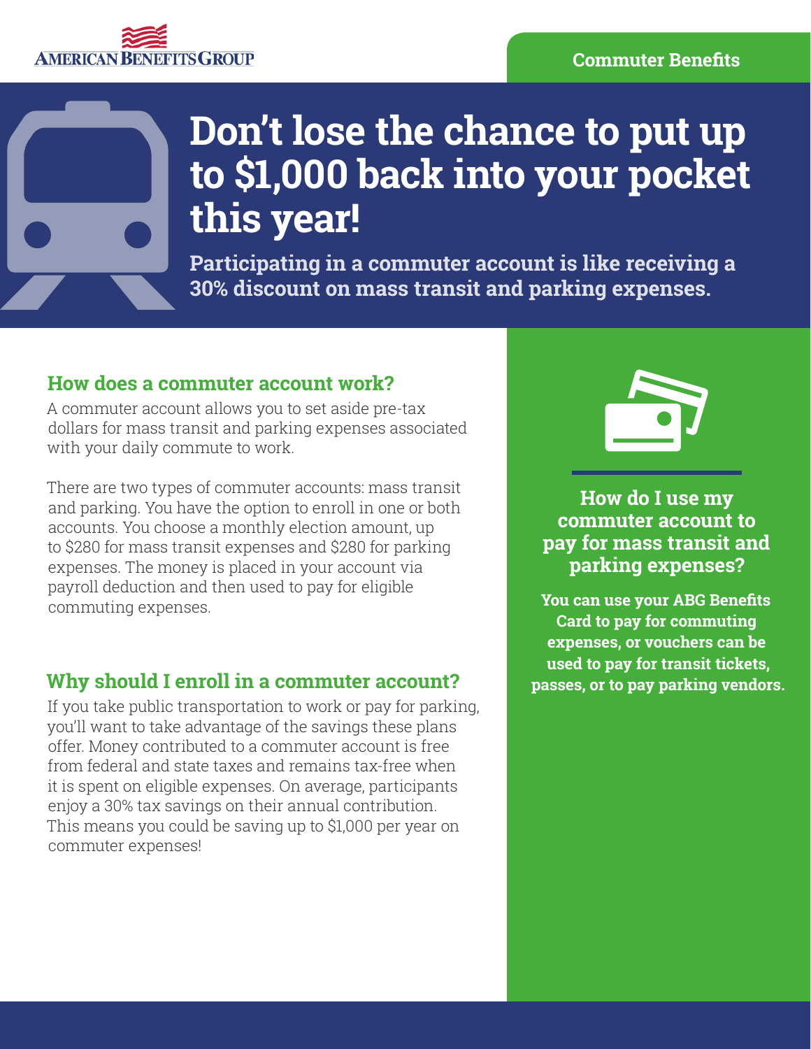AMERICAN BENEFITS GROUP

**Commuter Benefits**

# Don't lose the chance to put up to $1,000 back into your pocket this year!

**Participating in a commuter account is like receiving a 30% discount on mass transit and parking expenses.**

## How does a commuter account work?

A commuter account allows you to set aside pre-tax dollars for mass transit and parking expenses associated with your daily commute to work.

There are two types of commuter accounts: mass transit and parking. You have the option to enroll in one or both accounts. You choose a monthly election amount, up to $280 for mass transit expenses and $280 for parking expenses. The money is placed in your account via payroll deduction and then used to pay for eligible commuting expenses.

## Why should I enroll in a commuter account?

If you take public transportation to work or pay for parking, you'll want to take advantage of the savings these plans offer. Money contributed to a commuter account is free from federal and state taxes and remains tax-free when it is spent on eligible expenses. On average, participants enjoy a 30% tax savings on their annual contribution. This means you could be saving up to $1,000 per year on commuter expenses!

## How do I use my commuter account to pay for mass transit and parking expenses?

**You can use your ABG Benefits Card to pay for commuting expenses, or vouchers can be used to pay for transit tickets, passes, or to pay parking vendors.**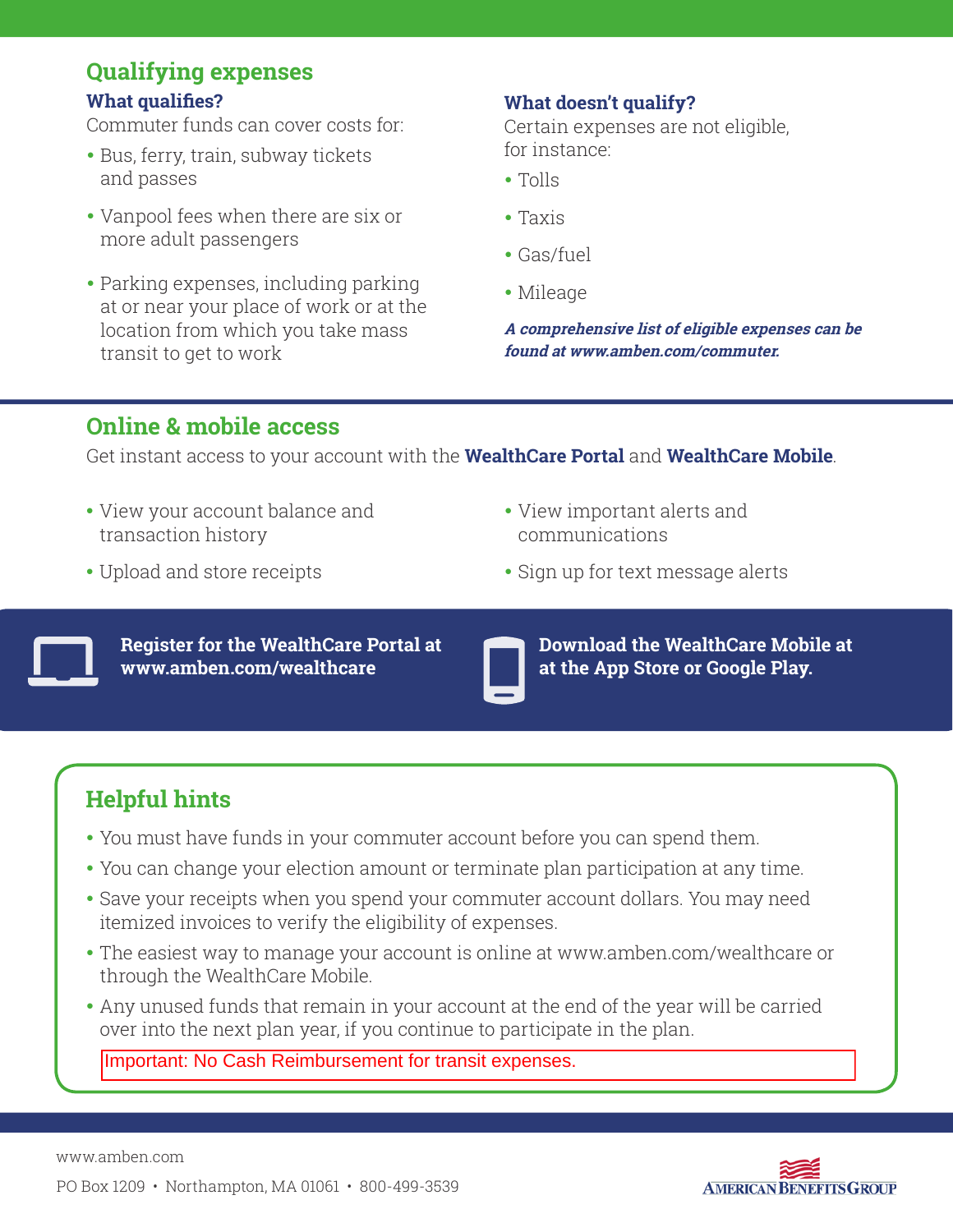## Qualifying expenses

### What qualifies?

Commuter funds can cover costs for:

- Bus, ferry, train, subway tickets and passes
- Vanpool fees when there are six or more adult passengers
- Parking expenses, including parking at or near your place of work or at the location from which you take mass transit to get to work

### What doesn't qualify?

Certain expenses are not eligible, for instance:

- Tolls
- Taxis
- Gas/fuel
- Mileage

***A comprehensive list of eligible expenses can be found at www.amben.com/commuter.***

## Online & mobile access

Get instant access to your account with the **WealthCare Portal** and **WealthCare Mobile**.

- View your account balance and transaction history
- Upload and store receipts
- View important alerts and communications
- Sign up for text message alerts

**Register for the WealthCare Portal at www.amben.com/wealthcare**

**Download the WealthCare Mobile at at the App Store or Google Play.**

## Helpful hints

- You must have funds in your commuter account before you can spend them.
- You can change your election amount or terminate plan participation at any time.
- Save your receipts when you spend your commuter account dollars. You may need itemized invoices to verify the eligibility of expenses.
- The easiest way to manage your account is online at www.amben.com/wealthcare or through the WealthCare Mobile.
- Any unused funds that remain in your account at the end of the year will be carried over into the next plan year, if you continue to participate in the plan.

Important: No Cash Reimbursement for transit expenses.

www.amben.com

PO Box 1209 • Northampton, MA 01061 • 800-499-3539

AMERICAN BENEFITS GROUP